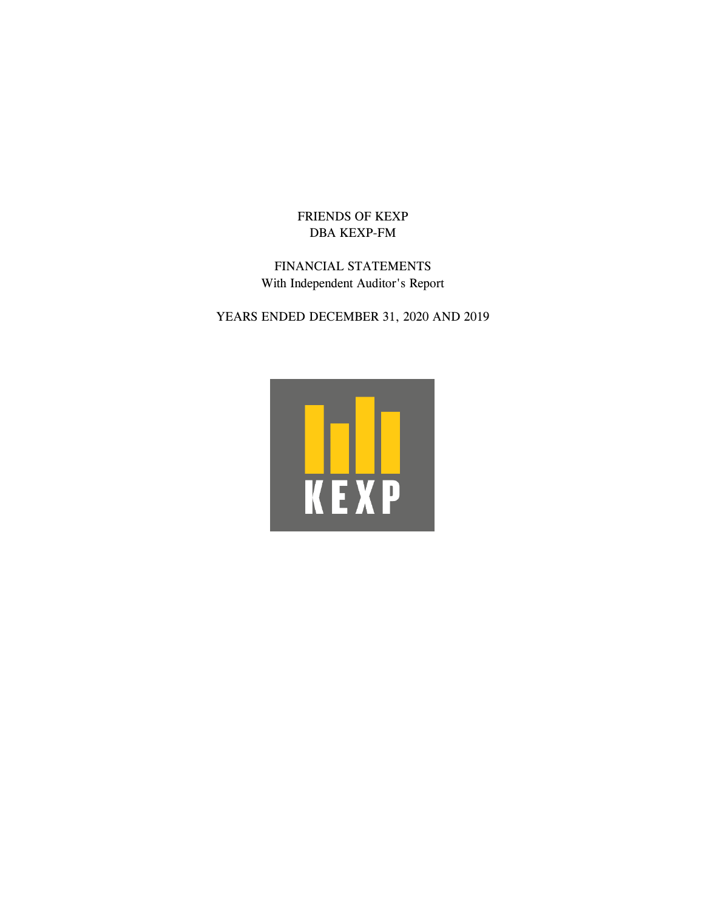# FRIENDS OF KEXP
## DBA KEXP-FM

## FINANCIAL STATEMENTS
With Independent Auditor's Report

## YEARS ENDED DECEMBER 31, 2020 AND 2019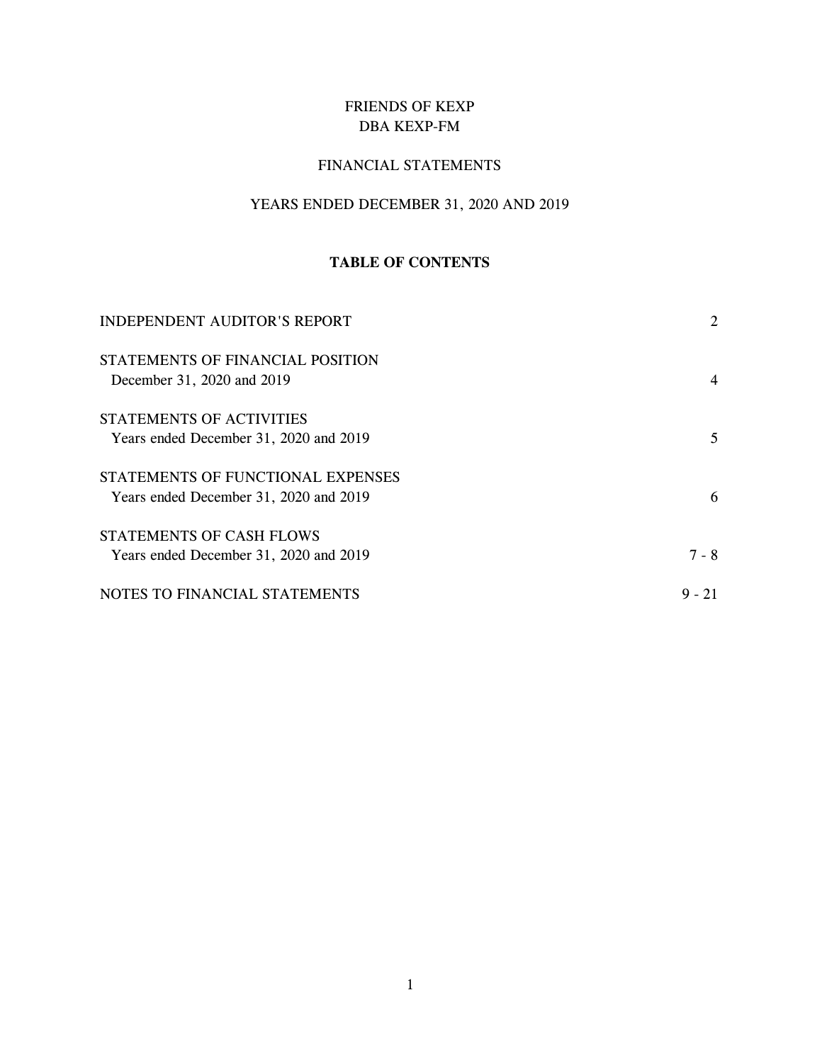# FRIENDS OF KEXP
## DBA KEXP-FM

## FINANCIAL STATEMENTS

## YEARS ENDED DECEMBER 31, 2020 AND 2019

**TABLE OF CONTENTS**

| | |
|---|---|
| INDEPENDENT AUDITOR'S REPORT | 2 |
| STATEMENTS OF FINANCIAL POSITION<br>December 31, 2020 and 2019 | 4 |
| STATEMENTS OF ACTIVITIES<br>Years ended December 31, 2020 and 2019 | 5 |
| STATEMENTS OF FUNCTIONAL EXPENSES<br>Years ended December 31, 2020 and 2019 | 6 |
| STATEMENTS OF CASH FLOWS<br>Years ended December 31, 2020 and 2019 | 7 - 8 |
| NOTES TO FINANCIAL STATEMENTS | 9 - 21 |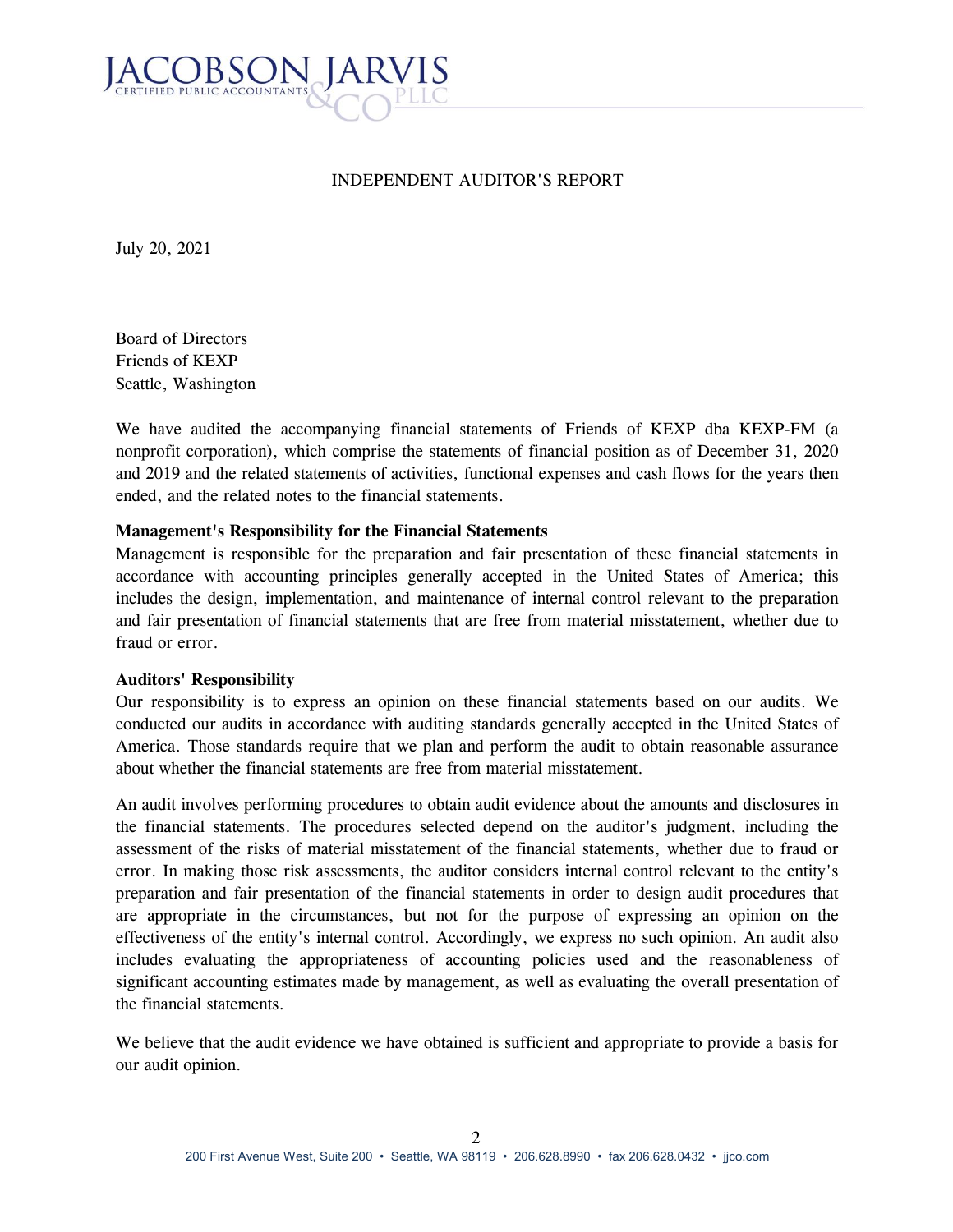# INDEPENDENT AUDITOR'S REPORT

July 20, 2021

Board of Directors
Friends of KEXP
Seattle, Washington

We have audited the accompanying financial statements of Friends of KEXP dba KEXP-FM (a nonprofit corporation), which comprise the statements of financial position as of December 31, 2020 and 2019 and the related statements of activities, functional expenses and cash flows for the years then ended, and the related notes to the financial statements.

**Management's Responsibility for the Financial Statements**

Management is responsible for the preparation and fair presentation of these financial statements in accordance with accounting principles generally accepted in the United States of America; this includes the design, implementation, and maintenance of internal control relevant to the preparation and fair presentation of financial statements that are free from material misstatement, whether due to fraud or error.

**Auditors' Responsibility**

Our responsibility is to express an opinion on these financial statements based on our audits. We conducted our audits in accordance with auditing standards generally accepted in the United States of America. Those standards require that we plan and perform the audit to obtain reasonable assurance about whether the financial statements are free from material misstatement.

An audit involves performing procedures to obtain audit evidence about the amounts and disclosures in the financial statements. The procedures selected depend on the auditor's judgment, including the assessment of the risks of material misstatement of the financial statements, whether due to fraud or error. In making those risk assessments, the auditor considers internal control relevant to the entity's preparation and fair presentation of the financial statements in order to design audit procedures that are appropriate in the circumstances, but not for the purpose of expressing an opinion on the effectiveness of the entity's internal control. Accordingly, we express no such opinion. An audit also includes evaluating the appropriateness of accounting policies used and the reasonableness of significant accounting estimates made by management, as well as evaluating the overall presentation of the financial statements.

We believe that the audit evidence we have obtained is sufficient and appropriate to provide a basis for our audit opinion.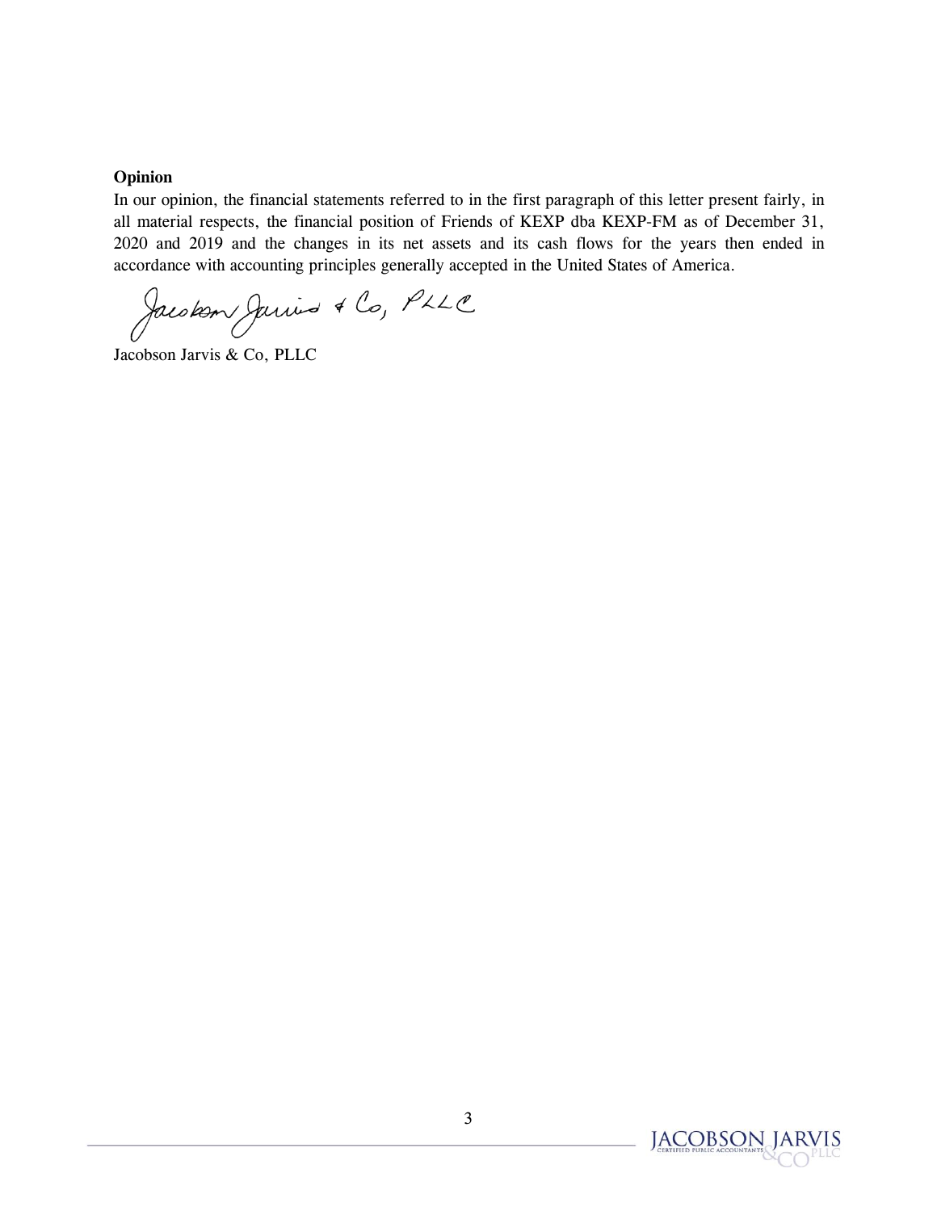**Opinion**

In our opinion, the financial statements referred to in the first paragraph of this letter present fairly, in all material respects, the financial position of Friends of KEXP dba KEXP-FM as of December 31, 2020 and 2019 and the changes in its net assets and its cash flows for the years then ended in accordance with accounting principles generally accepted in the United States of America.

Jacobson Jarvis & Co, PLLC

Jacobson Jarvis & Co, PLLC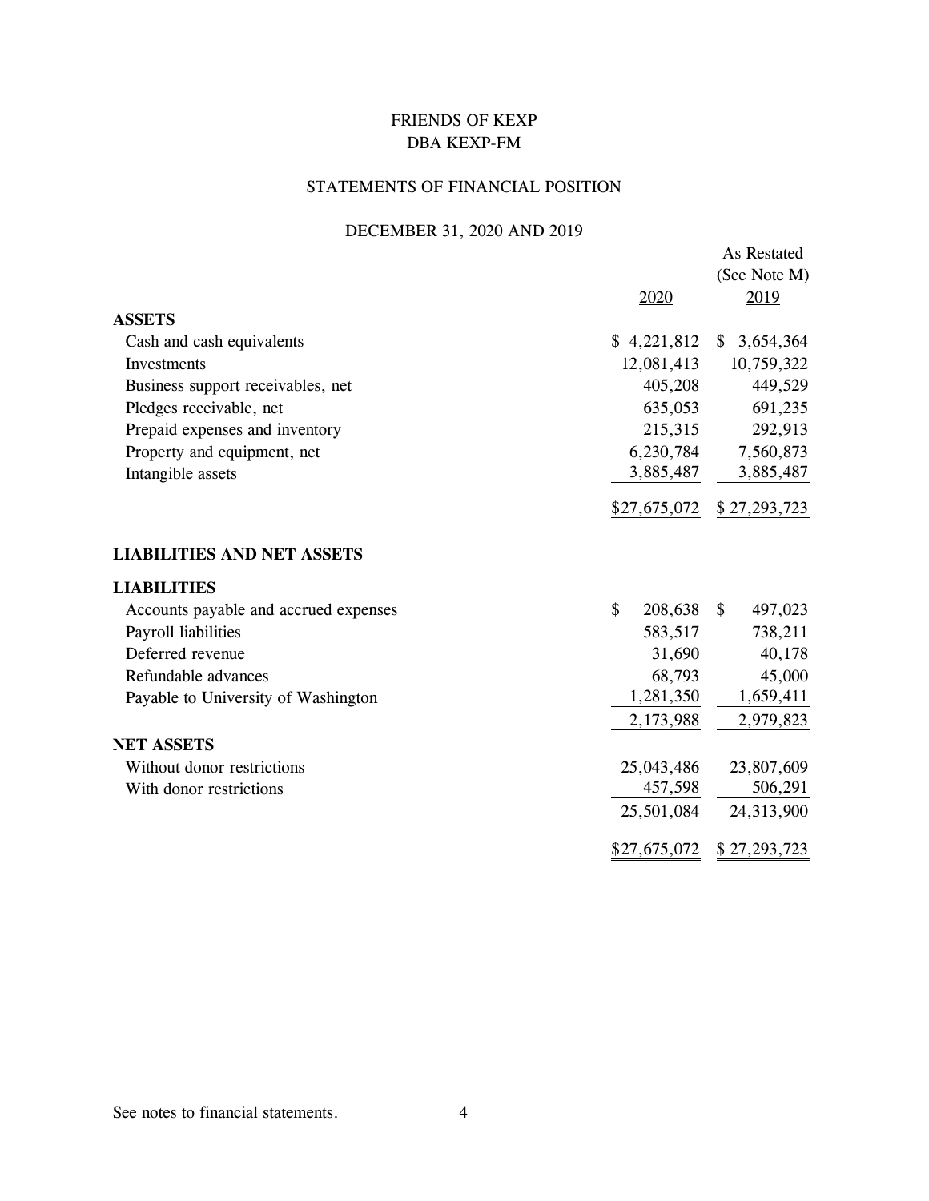# FRIENDS OF KEXP
## DBA KEXP-FM

## STATEMENTS OF FINANCIAL POSITION

### DECEMBER 31, 2020 AND 2019

| | 2020 | As Restated (See Note M) 2019 |
|---|---|---|
| **ASSETS** | | |
| Cash and cash equivalents | $ 4,221,812 | $ 3,654,364 |
| Investments | 12,081,413 | 10,759,322 |
| Business support receivables, net | 405,208 | 449,529 |
| Pledges receivable, net | 635,053 | 691,235 |
| Prepaid expenses and inventory | 215,315 | 292,913 |
| Property and equipment, net | 6,230,784 | 7,560,873 |
| Intangible assets | 3,885,487 | 3,885,487 |
| | $27,675,072 | $ 27,293,723 |
| **LIABILITIES AND NET ASSETS** | | |
| **LIABILITIES** | | |
| Accounts payable and accrued expenses | $ 208,638 | $ 497,023 |
| Payroll liabilities | 583,517 | 738,211 |
| Deferred revenue | 31,690 | 40,178 |
| Refundable advances | 68,793 | 45,000 |
| Payable to University of Washington | 1,281,350 | 1,659,411 |
| | 2,173,988 | 2,979,823 |
| **NET ASSETS** | | |
| Without donor restrictions | 25,043,486 | 23,807,609 |
| With donor restrictions | 457,598 | 506,291 |
| | 25,501,084 | 24,313,900 |
| | $27,675,072 | $ 27,293,723 |

See notes to financial statements.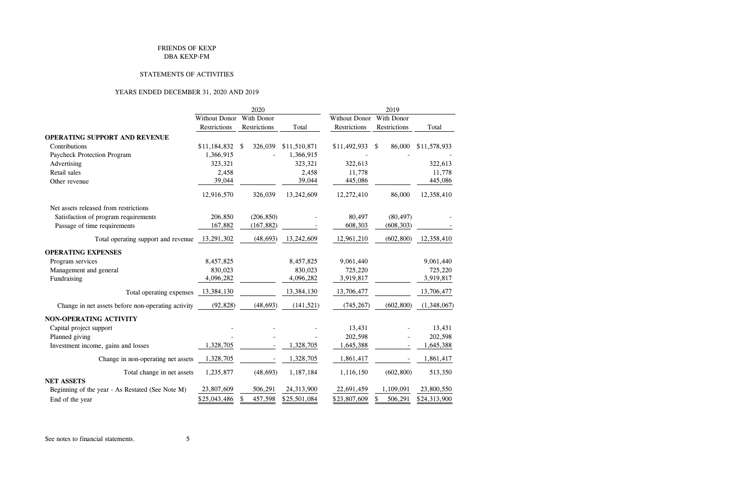FRIENDS OF KEXP
DBA KEXP-FM

STATEMENTS OF ACTIVITIES

YEARS ENDED DECEMBER 31, 2020 AND 2019

| | 2020 | | | 2019 | | |
|---|---|---|---|---|---|---|
| | Without Donor Restrictions | With Donor Restrictions | Total | Without Donor Restrictions | With Donor Restrictions | Total |
| **OPERATING SUPPORT AND REVENUE** | | | | | | |
| Contributions | $11,184,832 | $ 326,039 | $11,510,871 | $11,492,933 | $ 86,000 | $11,578,933 |
| Paycheck Protection Program | 1,366,915 | - | 1,366,915 | - | - | - |
| Advertising | 323,321 | | 323,321 | 322,613 | | 322,613 |
| Retail sales | 2,458 | | 2,458 | 11,778 | | 11,778 |
| Other revenue | 39,044 | | 39,044 | 445,086 | | 445,086 |
| | 12,916,570 | 326,039 | 13,242,609 | 12,272,410 | 86,000 | 12,358,410 |
| Net assets released from restrictions | | | | | | |
| Satisfaction of program requirements | 206,850 | (206,850) | - | 80,497 | (80,497) | - |
| Passage of time requirements | 167,882 | (167,882) | - | 608,303 | (608,303) | - |
| Total operating support and revenue | 13,291,302 | (48,693) | 13,242,609 | 12,961,210 | (602,800) | 12,358,410 |
| **OPERATING EXPENSES** | | | | | | |
| Program services | 8,457,825 | | 8,457,825 | 9,061,440 | | 9,061,440 |
| Management and general | 830,023 | | 830,023 | 725,220 | | 725,220 |
| Fundraising | 4,096,282 | | 4,096,282 | 3,919,817 | | 3,919,817 |
| Total operating expenses | 13,384,130 | | 13,384,130 | 13,706,477 | | 13,706,477 |
| Change in net assets before non-operating activity | (92,828) | (48,693) | (141,521) | (745,267) | (602,800) | (1,348,067) |
| **NON-OPERATING ACTIVITY** | | | | | | |
| Capital project support | - | - | - | 13,431 | - | 13,431 |
| Planned giving | - | - | - | 202,598 | - | 202,598 |
| Investment income, gains and losses | 1,328,705 | - | 1,328,705 | 1,645,388 | - | 1,645,388 |
| Change in non-operating net assets | 1,328,705 | - | 1,328,705 | 1,861,417 | - | 1,861,417 |
| Total change in net assets | 1,235,877 | (48,693) | 1,187,184 | 1,116,150 | (602,800) | 513,350 |
| **NET ASSETS** | | | | | | |
| Beginning of the year - As Restated (See Note M) | 23,807,609 | 506,291 | 24,313,900 | 22,691,459 | 1,109,091 | 23,800,550 |
| End of the year | $25,043,486 | $ 457,598 | $25,501,084 | $23,807,609 | $ 506,291 | $24,313,900 |

See notes to financial statements.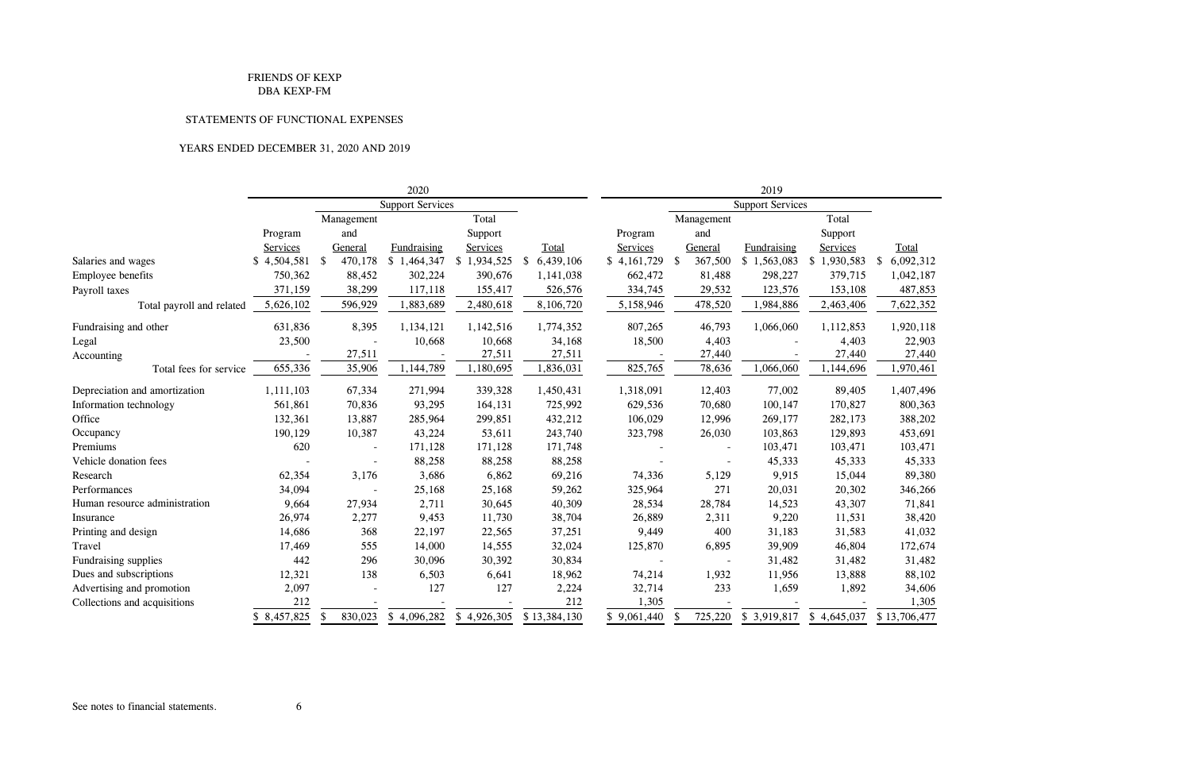FRIENDS OF KEXP
DBA KEXP-FM

STATEMENTS OF FUNCTIONAL EXPENSES

YEARS ENDED DECEMBER 31, 2020 AND 2019

| | 2020 | | | | | 2019 | | | | |
|---|---|---|---|---|---|---|---|---|---|---|
| | | Support Services | | | | | Support Services | | | |
| | Program Services | Management and General | Fundraising | Total Support Services | Total | Program Services | Management and General | Fundraising | Total Support Services | Total |
| Salaries and wages | $ 4,504,581 | $ 470,178 | $ 1,464,347 | $ 1,934,525 | $ 6,439,106 | $ 4,161,729 | $ 367,500 | $ 1,563,083 | $ 1,930,583 | $ 6,092,312 |
| Employee benefits | 750,362 | 88,452 | 302,224 | 390,676 | 1,141,038 | 662,472 | 81,488 | 298,227 | 379,715 | 1,042,187 |
| Payroll taxes | 371,159 | 38,299 | 117,118 | 155,417 | 526,576 | 334,745 | 29,532 | 123,576 | 153,108 | 487,853 |
| Total payroll and related | 5,626,102 | 596,929 | 1,883,689 | 2,480,618 | 8,106,720 | 5,158,946 | 478,520 | 1,984,886 | 2,463,406 | 7,622,352 |
| Fundraising and other | 631,836 | 8,395 | 1,134,121 | 1,142,516 | 1,774,352 | 807,265 | 46,793 | 1,066,060 | 1,112,853 | 1,920,118 |
| Legal | 23,500 | - | 10,668 | 10,668 | 34,168 | 18,500 | 4,403 | - | 4,403 | 22,903 |
| Accounting | - | 27,511 | - | 27,511 | 27,511 | - | 27,440 | - | 27,440 | 27,440 |
| Total fees for service | 655,336 | 35,906 | 1,144,789 | 1,180,695 | 1,836,031 | 825,765 | 78,636 | 1,066,060 | 1,144,696 | 1,970,461 |
| Depreciation and amortization | 1,111,103 | 67,334 | 271,994 | 339,328 | 1,450,431 | 1,318,091 | 12,403 | 77,002 | 89,405 | 1,407,496 |
| Information technology | 561,861 | 70,836 | 93,295 | 164,131 | 725,992 | 629,536 | 70,680 | 100,147 | 170,827 | 800,363 |
| Office | 132,361 | 13,887 | 285,964 | 299,851 | 432,212 | 106,029 | 12,996 | 269,177 | 282,173 | 388,202 |
| Occupancy | 190,129 | 10,387 | 43,224 | 53,611 | 243,740 | 323,798 | 26,030 | 103,863 | 129,893 | 453,691 |
| Premiums | 620 | - | 171,128 | 171,128 | 171,748 | - | - | 103,471 | 103,471 | 103,471 |
| Vehicle donation fees | - | - | 88,258 | 88,258 | 88,258 | - | - | 45,333 | 45,333 | 45,333 |
| Research | 62,354 | 3,176 | 3,686 | 6,862 | 69,216 | 74,336 | 5,129 | 9,915 | 15,044 | 89,380 |
| Performances | 34,094 | - | 25,168 | 25,168 | 59,262 | 325,964 | 271 | 20,031 | 20,302 | 346,266 |
| Human resource administration | 9,664 | 27,934 | 2,711 | 30,645 | 40,309 | 28,534 | 28,784 | 14,523 | 43,307 | 71,841 |
| Insurance | 26,974 | 2,277 | 9,453 | 11,730 | 38,704 | 26,889 | 2,311 | 9,220 | 11,531 | 38,420 |
| Printing and design | 14,686 | 368 | 22,197 | 22,565 | 37,251 | 9,449 | 400 | 31,183 | 31,583 | 41,032 |
| Travel | 17,469 | 555 | 14,000 | 14,555 | 32,024 | 125,870 | 6,895 | 39,909 | 46,804 | 172,674 |
| Fundraising supplies | 442 | 296 | 30,096 | 30,392 | 30,834 | - | - | 31,482 | 31,482 | 31,482 |
| Dues and subscriptions | 12,321 | 138 | 6,503 | 6,641 | 18,962 | 74,214 | 1,932 | 11,956 | 13,888 | 88,102 |
| Advertising and promotion | 2,097 | - | 127 | 127 | 2,224 | 32,714 | 233 | 1,659 | 1,892 | 34,606 |
| Collections and acquisitions | 212 | - | - | - | 212 | 1,305 | - | - | - | 1,305 |
| | $ 8,457,825 | $ 830,023 | $ 4,096,282 | $ 4,926,305 | $ 13,384,130 | $ 9,061,440 | $ 725,220 | $ 3,919,817 | $ 4,645,037 | $ 13,706,477 |

See notes to financial statements.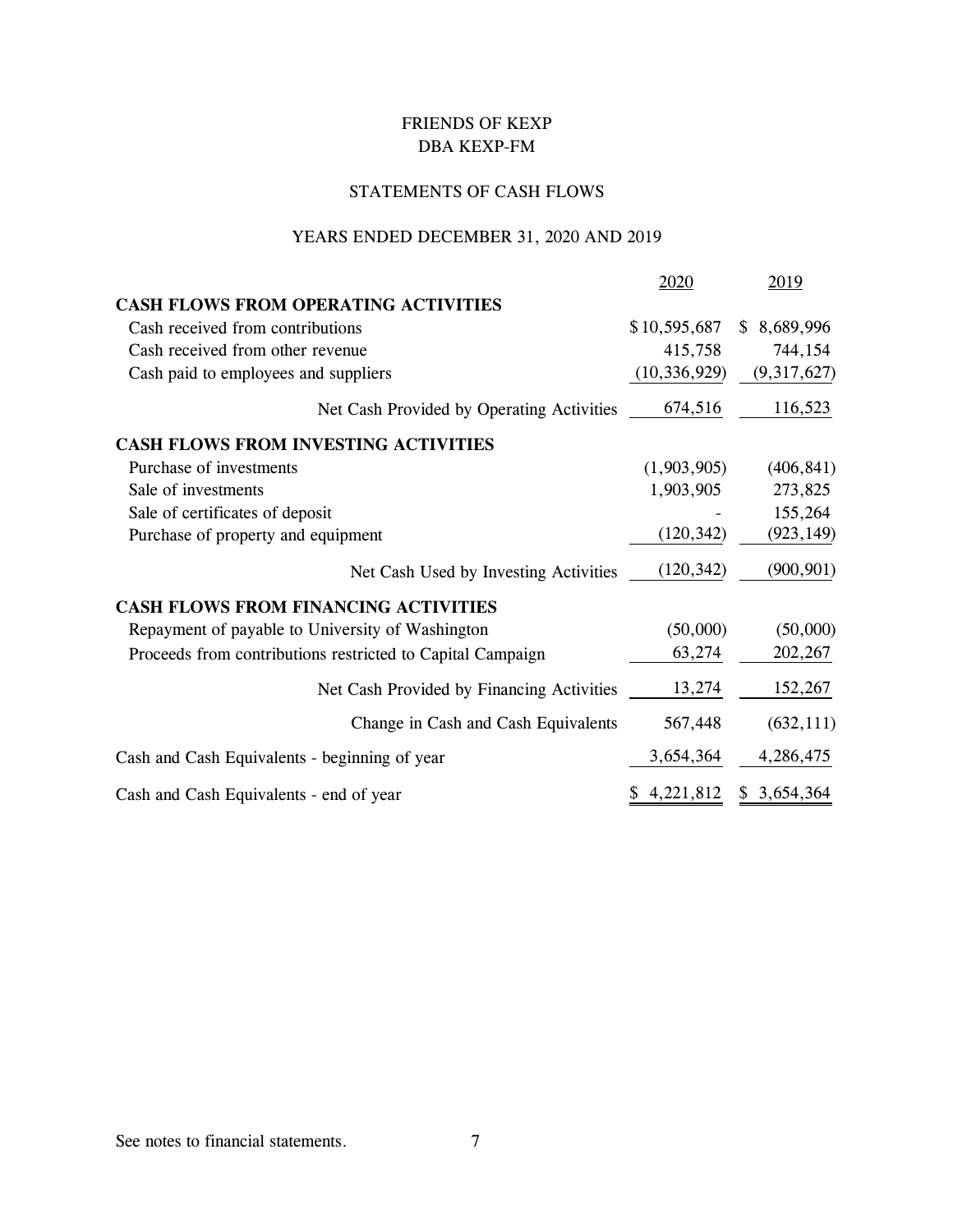FRIENDS OF KEXP
DBA KEXP-FM

STATEMENTS OF CASH FLOWS

YEARS ENDED DECEMBER 31, 2020 AND 2019

| | 2020 | 2019 |
|---|---|---|
| **CASH FLOWS FROM OPERATING ACTIVITIES** | | |
| Cash received from contributions | $10,595,687 | $ 8,689,996 |
| Cash received from other revenue | 415,758 | 744,154 |
| Cash paid to employees and suppliers | (10,336,929) | (9,317,627) |
| Net Cash Provided by Operating Activities | 674,516 | 116,523 |
| **CASH FLOWS FROM INVESTING ACTIVITIES** | | |
| Purchase of investments | (1,903,905) | (406,841) |
| Sale of investments | 1,903,905 | 273,825 |
| Sale of certificates of deposit | - | 155,264 |
| Purchase of property and equipment | (120,342) | (923,149) |
| Net Cash Used by Investing Activities | (120,342) | (900,901) |
| **CASH FLOWS FROM FINANCING ACTIVITIES** | | |
| Repayment of payable to University of Washington | (50,000) | (50,000) |
| Proceeds from contributions restricted to Capital Campaign | 63,274 | 202,267 |
| Net Cash Provided by Financing Activities | 13,274 | 152,267 |
| Change in Cash and Cash Equivalents | 567,448 | (632,111) |
| Cash and Cash Equivalents - beginning of year | 3,654,364 | 4,286,475 |
| Cash and Cash Equivalents - end of year | $ 4,221,812 | $ 3,654,364 |

See notes to financial statements.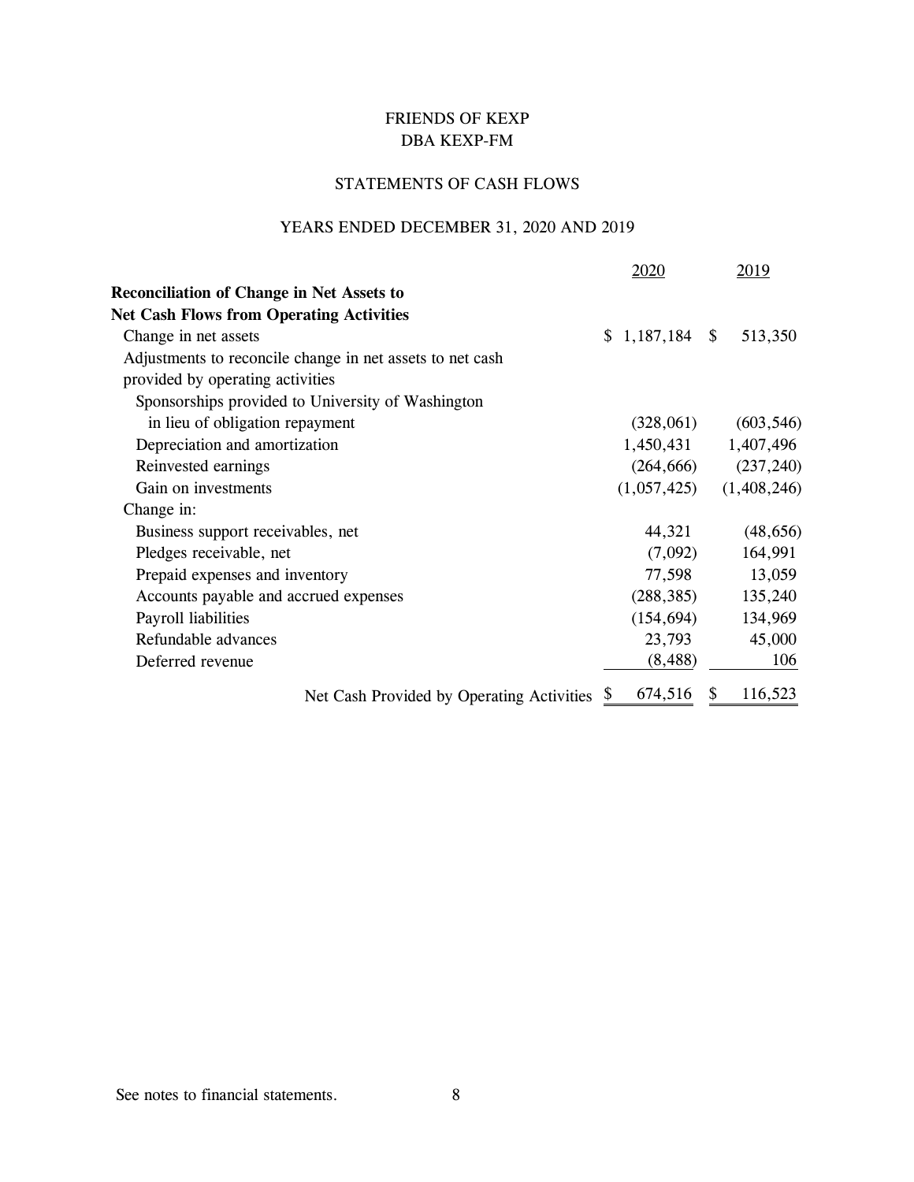# FRIENDS OF KEXP
# DBA KEXP-FM

## STATEMENTS OF CASH FLOWS

### YEARS ENDED DECEMBER 31, 2020 AND 2019

| | 2020 | 2019 |
|---|---|---|
| **Reconciliation of Change in Net Assets to Net Cash Flows from Operating Activities** | | |
| Change in net assets | $ 1,187,184 | $ 513,350 |
| Adjustments to reconcile change in net assets to net cash provided by operating activities | | |
| Sponsorships provided to University of Washington in lieu of obligation repayment | (328,061) | (603,546) |
| Depreciation and amortization | 1,450,431 | 1,407,496 |
| Reinvested earnings | (264,666) | (237,240) |
| Gain on investments | (1,057,425) | (1,408,246) |
| Change in: | | |
| Business support receivables, net | 44,321 | (48,656) |
| Pledges receivable, net | (7,092) | 164,991 |
| Prepaid expenses and inventory | 77,598 | 13,059 |
| Accounts payable and accrued expenses | (288,385) | 135,240 |
| Payroll liabilities | (154,694) | 134,969 |
| Refundable advances | 23,793 | 45,000 |
| Deferred revenue | (8,488) | 106 |
| Net Cash Provided by Operating Activities | $ 674,516 | $ 116,523 |

See notes to financial statements.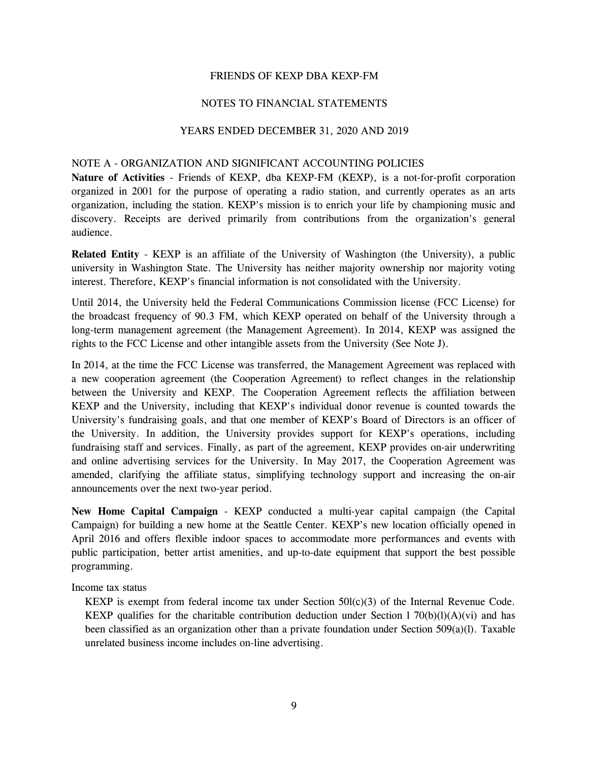FRIENDS OF KEXP DBA KEXP-FM

NOTES TO FINANCIAL STATEMENTS

YEARS ENDED DECEMBER 31, 2020 AND 2019

## NOTE A - ORGANIZATION AND SIGNIFICANT ACCOUNTING POLICIES

**Nature of Activities** - Friends of KEXP, dba KEXP-FM (KEXP), is a not-for-profit corporation organized in 2001 for the purpose of operating a radio station, and currently operates as an arts organization, including the station. KEXP's mission is to enrich your life by championing music and discovery. Receipts are derived primarily from contributions from the organization's general audience.

**Related Entity** - KEXP is an affiliate of the University of Washington (the University), a public university in Washington State. The University has neither majority ownership nor majority voting interest. Therefore, KEXP's financial information is not consolidated with the University.

Until 2014, the University held the Federal Communications Commission license (FCC License) for the broadcast frequency of 90.3 FM, which KEXP operated on behalf of the University through a long-term management agreement (the Management Agreement). In 2014, KEXP was assigned the rights to the FCC License and other intangible assets from the University (See Note J).

In 2014, at the time the FCC License was transferred, the Management Agreement was replaced with a new cooperation agreement (the Cooperation Agreement) to reflect changes in the relationship between the University and KEXP. The Cooperation Agreement reflects the affiliation between KEXP and the University, including that KEXP's individual donor revenue is counted towards the University's fundraising goals, and that one member of KEXP's Board of Directors is an officer of the University. In addition, the University provides support for KEXP's operations, including fundraising staff and services. Finally, as part of the agreement, KEXP provides on-air underwriting and online advertising services for the University. In May 2017, the Cooperation Agreement was amended, clarifying the affiliate status, simplifying technology support and increasing the on-air announcements over the next two-year period.

**New Home Capital Campaign** - KEXP conducted a multi-year capital campaign (the Capital Campaign) for building a new home at the Seattle Center. KEXP's new location officially opened in April 2016 and offers flexible indoor spaces to accommodate more performances and events with public participation, better artist amenities, and up-to-date equipment that support the best possible programming.

Income tax status

KEXP is exempt from federal income tax under Section 50l(c)(3) of the Internal Revenue Code. KEXP qualifies for the charitable contribution deduction under Section l 70(b)(l)(A)(vi) and has been classified as an organization other than a private foundation under Section 509(a)(l). Taxable unrelated business income includes on-line advertising.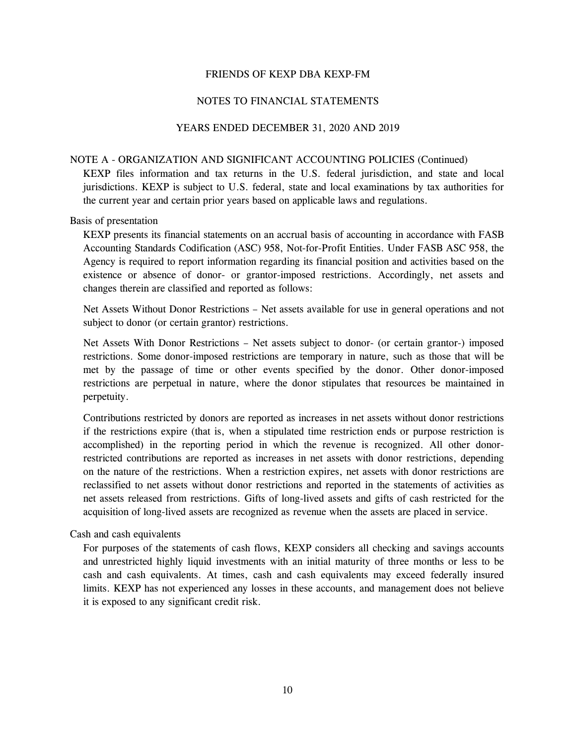## NOTE A - ORGANIZATION AND SIGNIFICANT ACCOUNTING POLICIES (Continued)

KEXP files information and tax returns in the U.S. federal jurisdiction, and state and local jurisdictions. KEXP is subject to U.S. federal, state and local examinations by tax authorities for the current year and certain prior years based on applicable laws and regulations.

### Basis of presentation

KEXP presents its financial statements on an accrual basis of accounting in accordance with FASB Accounting Standards Codification (ASC) 958, Not-for-Profit Entities. Under FASB ASC 958, the Agency is required to report information regarding its financial position and activities based on the existence or absence of donor- or grantor-imposed restrictions. Accordingly, net assets and changes therein are classified and reported as follows:

Net Assets Without Donor Restrictions – Net assets available for use in general operations and not subject to donor (or certain grantor) restrictions.

Net Assets With Donor Restrictions – Net assets subject to donor- (or certain grantor-) imposed restrictions. Some donor-imposed restrictions are temporary in nature, such as those that will be met by the passage of time or other events specified by the donor. Other donor-imposed restrictions are perpetual in nature, where the donor stipulates that resources be maintained in perpetuity.

Contributions restricted by donors are reported as increases in net assets without donor restrictions if the restrictions expire (that is, when a stipulated time restriction ends or purpose restriction is accomplished) in the reporting period in which the revenue is recognized. All other donor-restricted contributions are reported as increases in net assets with donor restrictions, depending on the nature of the restrictions. When a restriction expires, net assets with donor restrictions are reclassified to net assets without donor restrictions and reported in the statements of activities as net assets released from restrictions. Gifts of long-lived assets and gifts of cash restricted for the acquisition of long-lived assets are recognized as revenue when the assets are placed in service.

### Cash and cash equivalents

For purposes of the statements of cash flows, KEXP considers all checking and savings accounts and unrestricted highly liquid investments with an initial maturity of three months or less to be cash and cash equivalents. At times, cash and cash equivalents may exceed federally insured limits. KEXP has not experienced any losses in these accounts, and management does not believe it is exposed to any significant credit risk.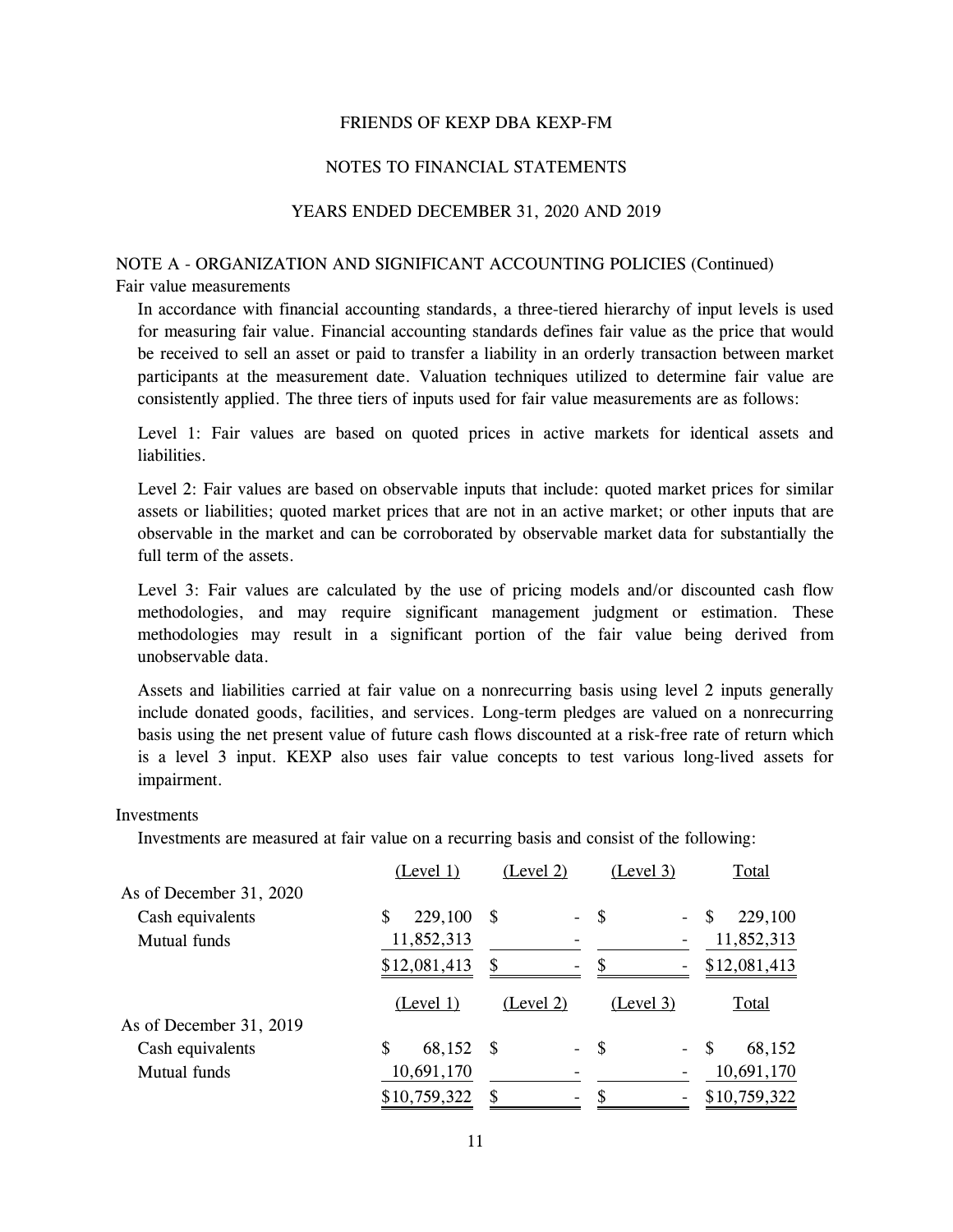FRIENDS OF KEXP DBA KEXP-FM

NOTES TO FINANCIAL STATEMENTS

YEARS ENDED DECEMBER 31, 2020 AND 2019

## NOTE A - ORGANIZATION AND SIGNIFICANT ACCOUNTING POLICIES (Continued)

### Fair value measurements

In accordance with financial accounting standards, a three-tiered hierarchy of input levels is used for measuring fair value. Financial accounting standards defines fair value as the price that would be received to sell an asset or paid to transfer a liability in an orderly transaction between market participants at the measurement date. Valuation techniques utilized to determine fair value are consistently applied. The three tiers of inputs used for fair value measurements are as follows:

Level 1: Fair values are based on quoted prices in active markets for identical assets and liabilities.

Level 2: Fair values are based on observable inputs that include: quoted market prices for similar assets or liabilities; quoted market prices that are not in an active market; or other inputs that are observable in the market and can be corroborated by observable market data for substantially the full term of the assets.

Level 3: Fair values are calculated by the use of pricing models and/or discounted cash flow methodologies, and may require significant management judgment or estimation. These methodologies may result in a significant portion of the fair value being derived from unobservable data.

Assets and liabilities carried at fair value on a nonrecurring basis using level 2 inputs generally include donated goods, facilities, and services. Long-term pledges are valued on a nonrecurring basis using the net present value of future cash flows discounted at a risk-free rate of return which is a level 3 input. KEXP also uses fair value concepts to test various long-lived assets for impairment.

### Investments

Investments are measured at fair value on a recurring basis and consist of the following:

| | (Level 1) | (Level 2) | (Level 3) | Total |
|---|---|---|---|---|
| As of December 31, 2020 | | | | |
| Cash equivalents | $ 229,100 | $ - | $ - | $ 229,100 |
| Mutual funds | 11,852,313 | - | - | 11,852,313 |
| | $12,081,413 | $ - | $ - | $12,081,413 |

| | (Level 1) | (Level 2) | (Level 3) | Total |
|---|---|---|---|---|
| As of December 31, 2019 | | | | |
| Cash equivalents | $ 68,152 | $ - | $ - | $ 68,152 |
| Mutual funds | 10,691,170 | - | - | 10,691,170 |
| | $10,759,322 | $ - | $ - | $10,759,322 |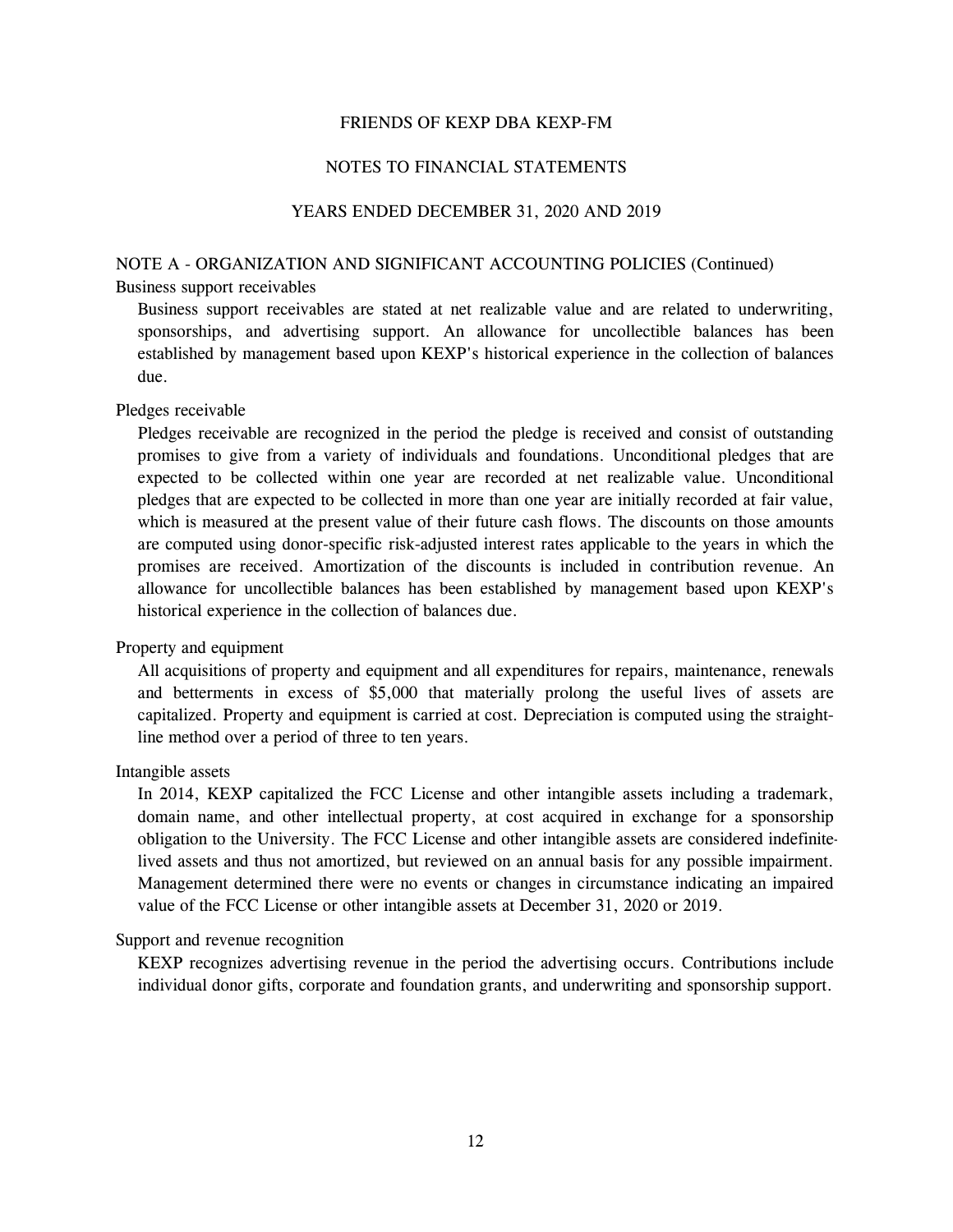## NOTE A - ORGANIZATION AND SIGNIFICANT ACCOUNTING POLICIES (Continued)

### Business support receivables

Business support receivables are stated at net realizable value and are related to underwriting, sponsorships, and advertising support. An allowance for uncollectible balances has been established by management based upon KEXP's historical experience in the collection of balances due.

### Pledges receivable

Pledges receivable are recognized in the period the pledge is received and consist of outstanding promises to give from a variety of individuals and foundations. Unconditional pledges that are expected to be collected within one year are recorded at net realizable value. Unconditional pledges that are expected to be collected in more than one year are initially recorded at fair value, which is measured at the present value of their future cash flows. The discounts on those amounts are computed using donor-specific risk-adjusted interest rates applicable to the years in which the promises are received. Amortization of the discounts is included in contribution revenue. An allowance for uncollectible balances has been established by management based upon KEXP's historical experience in the collection of balances due.

### Property and equipment

All acquisitions of property and equipment and all expenditures for repairs, maintenance, renewals and betterments in excess of $5,000 that materially prolong the useful lives of assets are capitalized. Property and equipment is carried at cost. Depreciation is computed using the straight-line method over a period of three to ten years.

### Intangible assets

In 2014, KEXP capitalized the FCC License and other intangible assets including a trademark, domain name, and other intellectual property, at cost acquired in exchange for a sponsorship obligation to the University. The FCC License and other intangible assets are considered indefinite-lived assets and thus not amortized, but reviewed on an annual basis for any possible impairment. Management determined there were no events or changes in circumstance indicating an impaired value of the FCC License or other intangible assets at December 31, 2020 or 2019.

### Support and revenue recognition

KEXP recognizes advertising revenue in the period the advertising occurs. Contributions include individual donor gifts, corporate and foundation grants, and underwriting and sponsorship support.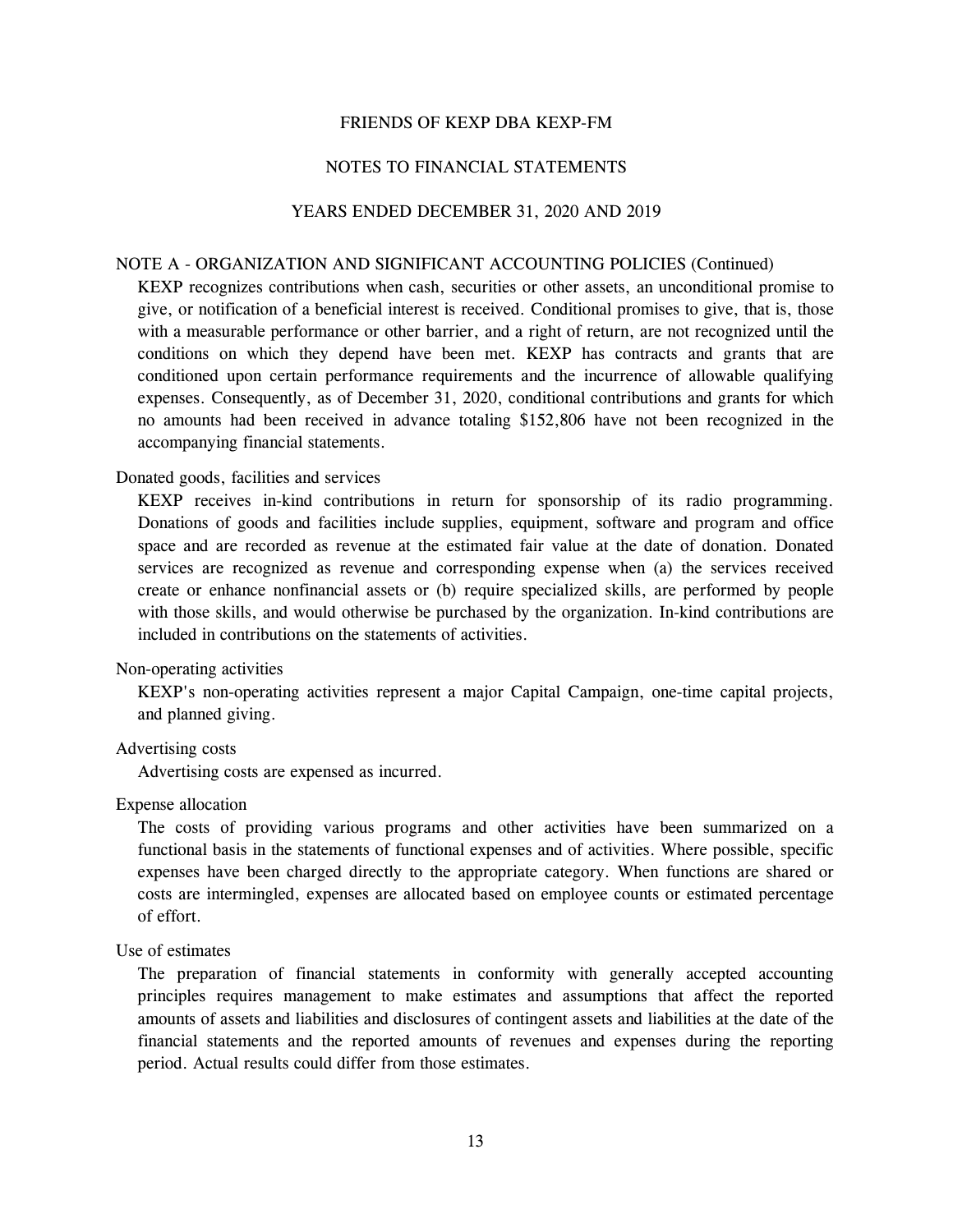# FRIENDS OF KEXP DBA KEXP-FM

## NOTES TO FINANCIAL STATEMENTS

## YEARS ENDED DECEMBER 31, 2020 AND 2019

### NOTE A - ORGANIZATION AND SIGNIFICANT ACCOUNTING POLICIES (Continued)

KEXP recognizes contributions when cash, securities or other assets, an unconditional promise to give, or notification of a beneficial interest is received. Conditional promises to give, that is, those with a measurable performance or other barrier, and a right of return, are not recognized until the conditions on which they depend have been met. KEXP has contracts and grants that are conditioned upon certain performance requirements and the incurrence of allowable qualifying expenses. Consequently, as of December 31, 2020, conditional contributions and grants for which no amounts had been received in advance totaling $152,806 have not been recognized in the accompanying financial statements.

#### Donated goods, facilities and services

KEXP receives in-kind contributions in return for sponsorship of its radio programming. Donations of goods and facilities include supplies, equipment, software and program and office space and are recorded as revenue at the estimated fair value at the date of donation. Donated services are recognized as revenue and corresponding expense when (a) the services received create or enhance nonfinancial assets or (b) require specialized skills, are performed by people with those skills, and would otherwise be purchased by the organization. In-kind contributions are included in contributions on the statements of activities.

#### Non-operating activities

KEXP's non-operating activities represent a major Capital Campaign, one-time capital projects, and planned giving.

#### Advertising costs

Advertising costs are expensed as incurred.

#### Expense allocation

The costs of providing various programs and other activities have been summarized on a functional basis in the statements of functional expenses and of activities. Where possible, specific expenses have been charged directly to the appropriate category. When functions are shared or costs are intermingled, expenses are allocated based on employee counts or estimated percentage of effort.

#### Use of estimates

The preparation of financial statements in conformity with generally accepted accounting principles requires management to make estimates and assumptions that affect the reported amounts of assets and liabilities and disclosures of contingent assets and liabilities at the date of the financial statements and the reported amounts of revenues and expenses during the reporting period. Actual results could differ from those estimates.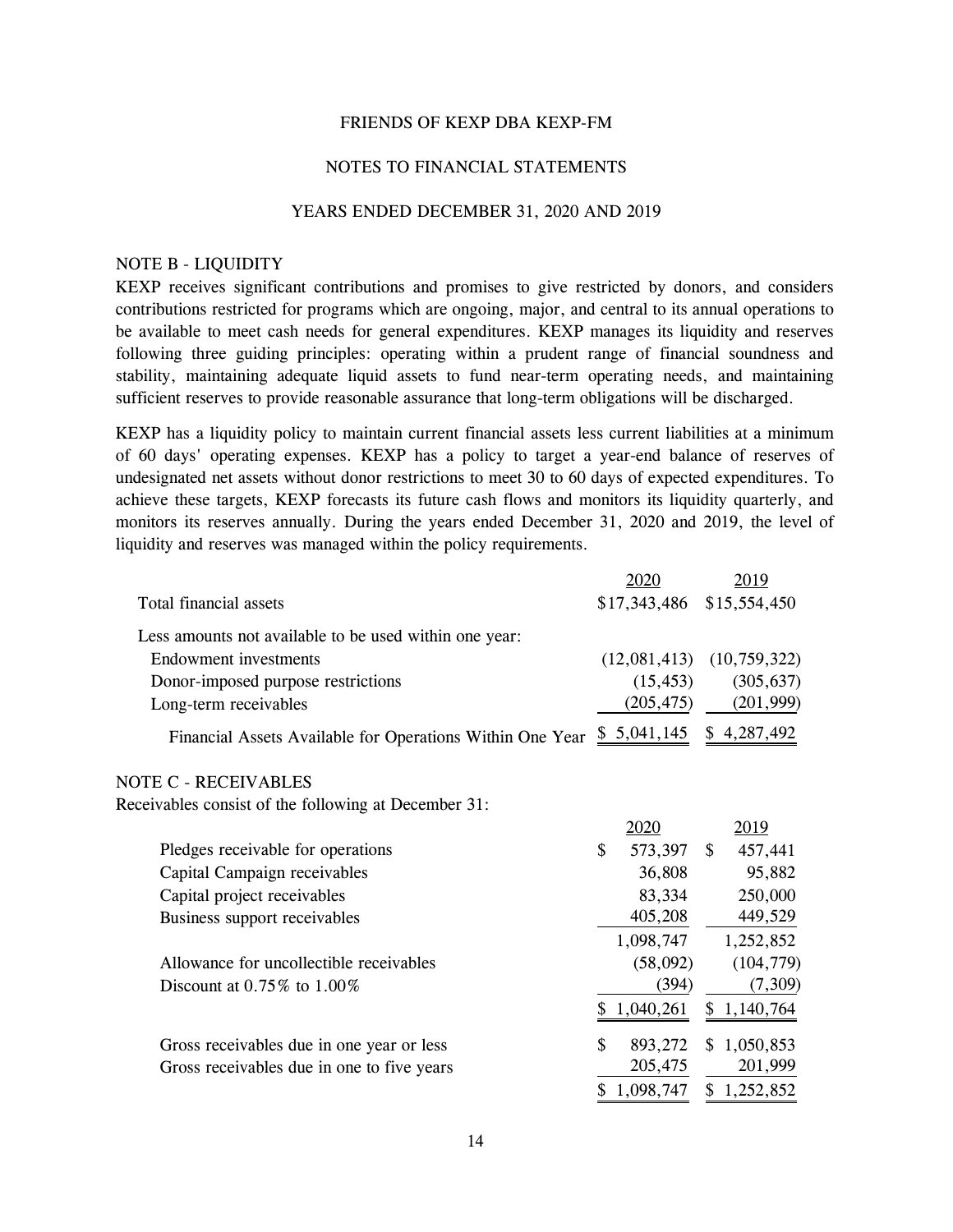FRIENDS OF KEXP DBA KEXP-FM

NOTES TO FINANCIAL STATEMENTS

YEARS ENDED DECEMBER 31, 2020 AND 2019

## NOTE B - LIQUIDITY

KEXP receives significant contributions and promises to give restricted by donors, and considers contributions restricted for programs which are ongoing, major, and central to its annual operations to be available to meet cash needs for general expenditures. KEXP manages its liquidity and reserves following three guiding principles: operating within a prudent range of financial soundness and stability, maintaining adequate liquid assets to fund near-term operating needs, and maintaining sufficient reserves to provide reasonable assurance that long-term obligations will be discharged.

KEXP has a liquidity policy to maintain current financial assets less current liabilities at a minimum of 60 days' operating expenses. KEXP has a policy to target a year-end balance of reserves of undesignated net assets without donor restrictions to meet 30 to 60 days of expected expenditures. To achieve these targets, KEXP forecasts its future cash flows and monitors its liquidity quarterly, and monitors its reserves annually. During the years ended December 31, 2020 and 2019, the level of liquidity and reserves was managed within the policy requirements.

| | 2020 | 2019 |
|---|---|---|
| Total financial assets | $17,343,486 | $15,554,450 |
| Less amounts not available to be used within one year: | | |
| Endowment investments | (12,081,413) | (10,759,322) |
| Donor-imposed purpose restrictions | (15,453) | (305,637) |
| Long-term receivables | (205,475) | (201,999) |
| Financial Assets Available for Operations Within One Year | $ 5,041,145 | $ 4,287,492 |

## NOTE C - RECEIVABLES

Receivables consist of the following at December 31:

| | 2020 | 2019 |
|---|---|---|
| Pledges receivable for operations | $ 573,397 | $ 457,441 |
| Capital Campaign receivables | 36,808 | 95,882 |
| Capital project receivables | 83,334 | 250,000 |
| Business support receivables | 405,208 | 449,529 |
| | 1,098,747 | 1,252,852 |
| Allowance for uncollectible receivables | (58,092) | (104,779) |
| Discount at 0.75% to 1.00% | (394) | (7,309) |
| | $ 1,040,261 | $ 1,140,764 |
| Gross receivables due in one year or less | $ 893,272 | $ 1,050,853 |
| Gross receivables due in one to five years | 205,475 | 201,999 |
| | $ 1,098,747 | $ 1,252,852 |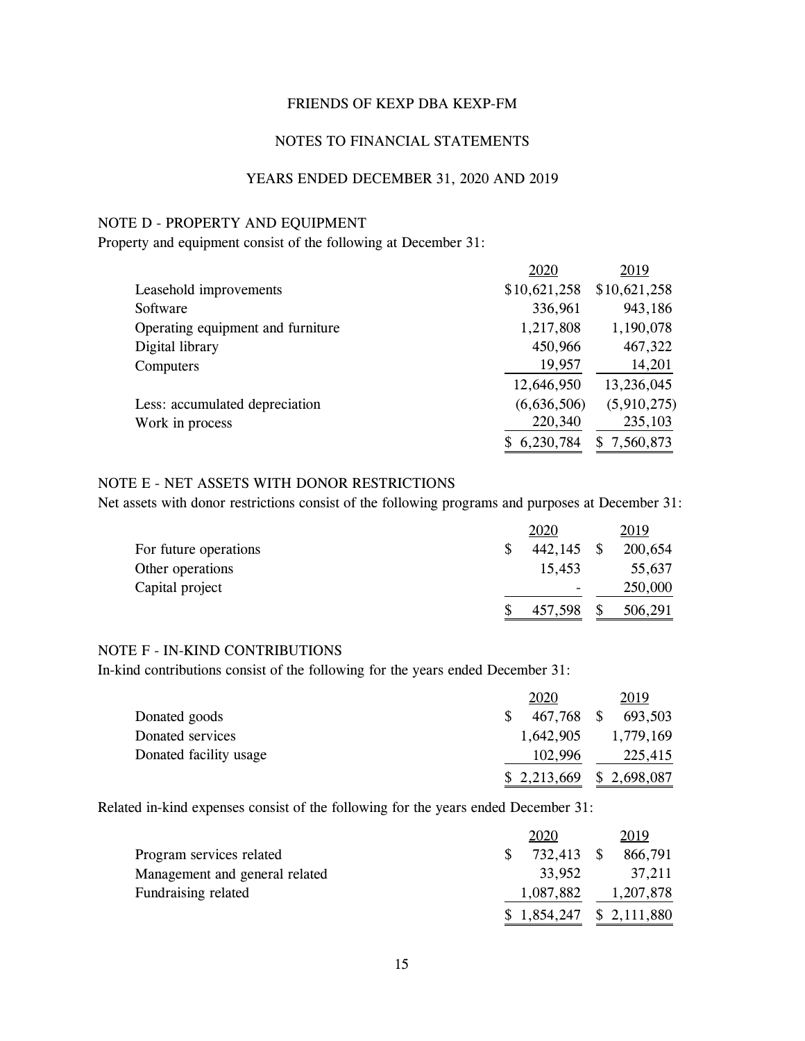FRIENDS OF KEXP DBA KEXP-FM

NOTES TO FINANCIAL STATEMENTS

YEARS ENDED DECEMBER 31, 2020 AND 2019

## NOTE D - PROPERTY AND EQUIPMENT

Property and equipment consist of the following at December 31:

| | 2020 | 2019 |
|---|---|---|
| Leasehold improvements | $10,621,258 | $10,621,258 |
| Software | 336,961 | 943,186 |
| Operating equipment and furniture | 1,217,808 | 1,190,078 |
| Digital library | 450,966 | 467,322 |
| Computers | 19,957 | 14,201 |
| | 12,646,950 | 13,236,045 |
| Less: accumulated depreciation | (6,636,506) | (5,910,275) |
| Work in process | 220,340 | 235,103 |
| | $ 6,230,784 | $ 7,560,873 |

## NOTE E - NET ASSETS WITH DONOR RESTRICTIONS

Net assets with donor restrictions consist of the following programs and purposes at December 31:

| | 2020 | 2019 |
|---|---|---|
| For future operations | $ 442,145 | $ 200,654 |
| Other operations | 15,453 | 55,637 |
| Capital project | - | 250,000 |
| | $ 457,598 | $ 506,291 |

## NOTE F - IN-KIND CONTRIBUTIONS

In-kind contributions consist of the following for the years ended December 31:

| | 2020 | 2019 |
|---|---|---|
| Donated goods | $ 467,768 | $ 693,503 |
| Donated services | 1,642,905 | 1,779,169 |
| Donated facility usage | 102,996 | 225,415 |
| | $ 2,213,669 | $ 2,698,087 |

Related in-kind expenses consist of the following for the years ended December 31:

| | 2020 | 2019 |
|---|---|---|
| Program services related | $ 732,413 | $ 866,791 |
| Management and general related | 33,952 | 37,211 |
| Fundraising related | 1,087,882 | 1,207,878 |
| | $ 1,854,247 | $ 2,111,880 |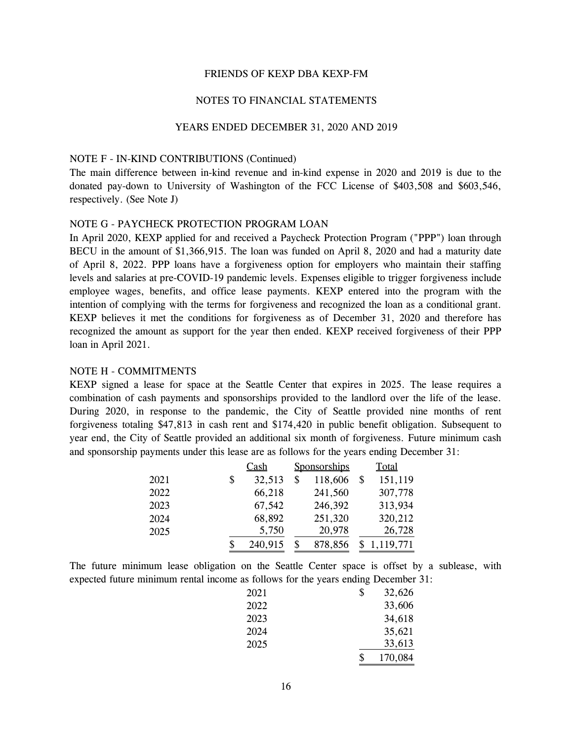FRIENDS OF KEXP DBA KEXP-FM

NOTES TO FINANCIAL STATEMENTS

YEARS ENDED DECEMBER 31, 2020 AND 2019

NOTE F - IN-KIND CONTRIBUTIONS (Continued)

The main difference between in-kind revenue and in-kind expense in 2020 and 2019 is due to the donated pay-down to University of Washington of the FCC License of $403,508 and $603,546, respectively. (See Note J)

## NOTE G - PAYCHECK PROTECTION PROGRAM LOAN

In April 2020, KEXP applied for and received a Paycheck Protection Program ("PPP") loan through BECU in the amount of $1,366,915. The loan was funded on April 8, 2020 and had a maturity date of April 8, 2022. PPP loans have a forgiveness option for employers who maintain their staffing levels and salaries at pre-COVID-19 pandemic levels. Expenses eligible to trigger forgiveness include employee wages, benefits, and office lease payments. KEXP entered into the program with the intention of complying with the terms for forgiveness and recognized the loan as a conditional grant. KEXP believes it met the conditions for forgiveness as of December 31, 2020 and therefore has recognized the amount as support for the year then ended. KEXP received forgiveness of their PPP loan in April 2021.

## NOTE H - COMMITMENTS

KEXP signed a lease for space at the Seattle Center that expires in 2025. The lease requires a combination of cash payments and sponsorships provided to the landlord over the life of the lease. During 2020, in response to the pandemic, the City of Seattle provided nine months of rent forgiveness totaling $47,813 in cash rent and $174,420 in public benefit obligation. Subsequent to year end, the City of Seattle provided an additional six month of forgiveness. Future minimum cash and sponsorship payments under this lease are as follows for the years ending December 31:

| | Cash | Sponsorships | Total |
|---|---|---|---|
| 2021 | $ 32,513 | $ 118,606 | $ 151,119 |
| 2022 | 66,218 | 241,560 | 307,778 |
| 2023 | 67,542 | 246,392 | 313,934 |
| 2024 | 68,892 | 251,320 | 320,212 |
| 2025 | 5,750 | 20,978 | 26,728 |
| | $ 240,915 | $ 878,856 | $ 1,119,771 |

The future minimum lease obligation on the Seattle Center space is offset by a sublease, with expected future minimum rental income as follows for the years ending December 31:

| | |
|---|---|
| 2021 | $ 32,626 |
| 2022 | 33,606 |
| 2023 | 34,618 |
| 2024 | 35,621 |
| 2025 | 33,613 |
| | $ 170,084 |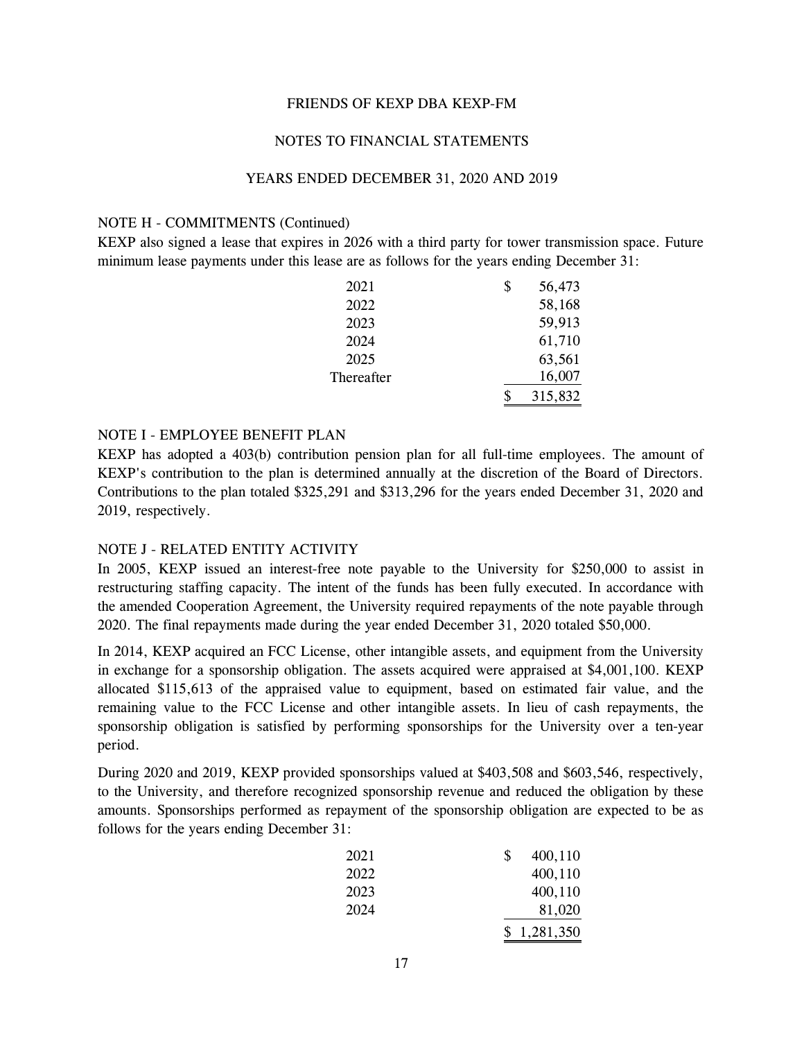NOTE H - COMMITMENTS (Continued)

KEXP also signed a lease that expires in 2026 with a third party for tower transmission space. Future minimum lease payments under this lease are as follows for the years ending December 31:

| | |
|---|---|
| 2021 | $ 56,473 |
| 2022 | 58,168 |
| 2023 | 59,913 |
| 2024 | 61,710 |
| 2025 | 63,561 |
| Thereafter | 16,007 |
| | $ 315,832 |

NOTE I - EMPLOYEE BENEFIT PLAN

KEXP has adopted a 403(b) contribution pension plan for all full-time employees. The amount of KEXP's contribution to the plan is determined annually at the discretion of the Board of Directors. Contributions to the plan totaled $325,291 and $313,296 for the years ended December 31, 2020 and 2019, respectively.

NOTE J - RELATED ENTITY ACTIVITY

In 2005, KEXP issued an interest-free note payable to the University for $250,000 to assist in restructuring staffing capacity. The intent of the funds has been fully executed. In accordance with the amended Cooperation Agreement, the University required repayments of the note payable through 2020. The final repayments made during the year ended December 31, 2020 totaled $50,000.

In 2014, KEXP acquired an FCC License, other intangible assets, and equipment from the University in exchange for a sponsorship obligation. The assets acquired were appraised at $4,001,100. KEXP allocated $115,613 of the appraised value to equipment, based on estimated fair value, and the remaining value to the FCC License and other intangible assets. In lieu of cash repayments, the sponsorship obligation is satisfied by performing sponsorships for the University over a ten-year period.

During 2020 and 2019, KEXP provided sponsorships valued at $403,508 and $603,546, respectively, to the University, and therefore recognized sponsorship revenue and reduced the obligation by these amounts. Sponsorships performed as repayment of the sponsorship obligation are expected to be as follows for the years ending December 31:

| | |
|---|---|
| 2021 | $ 400,110 |
| 2022 | 400,110 |
| 2023 | 400,110 |
| 2024 | 81,020 |
| | $ 1,281,350 |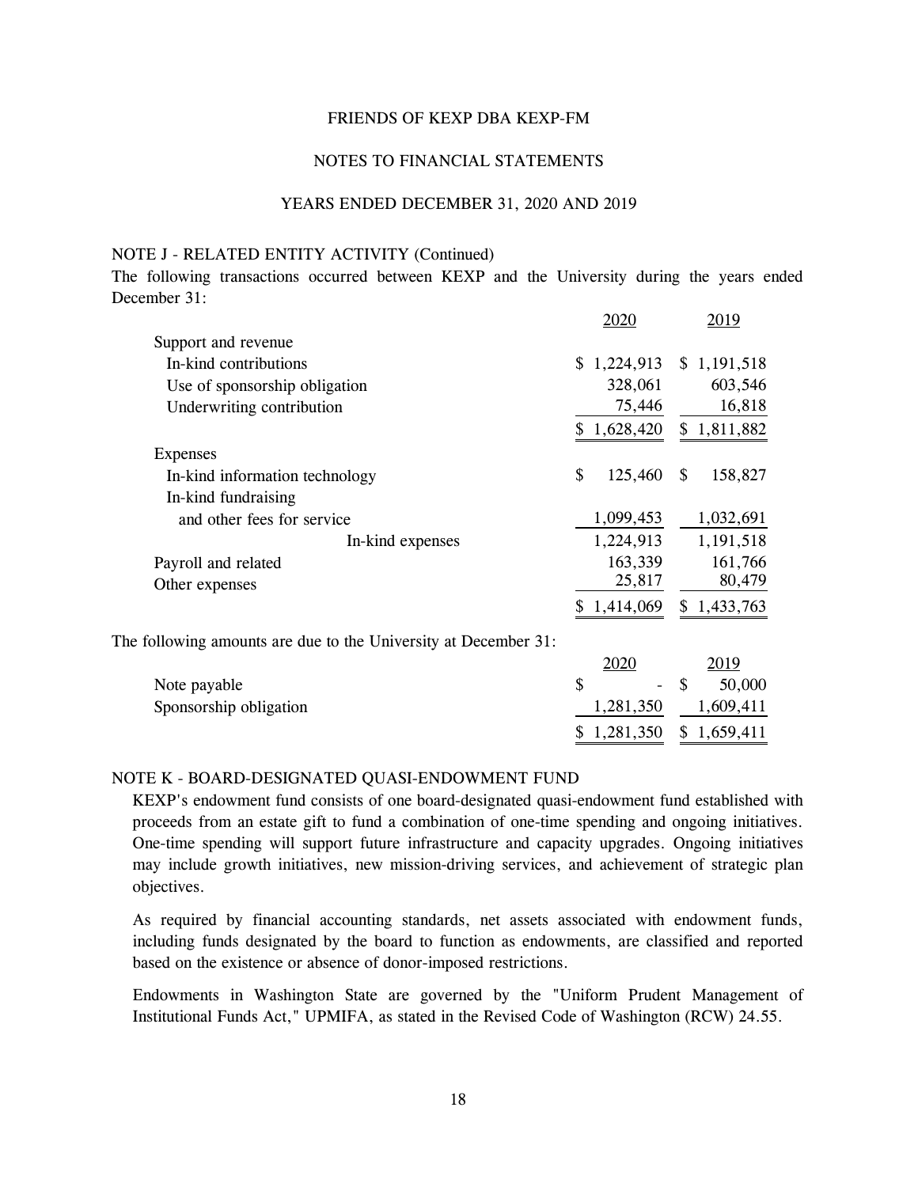FRIENDS OF KEXP DBA KEXP-FM

NOTES TO FINANCIAL STATEMENTS

YEARS ENDED DECEMBER 31, 2020 AND 2019

## NOTE J - RELATED ENTITY ACTIVITY (Continued)

The following transactions occurred between KEXP and the University during the years ended December 31:

| | 2020 | 2019 |
|---|---|---|
| Support and revenue | | |
| In-kind contributions | $ 1,224,913 | $ 1,191,518 |
| Use of sponsorship obligation | 328,061 | 603,546 |
| Underwriting contribution | 75,446 | 16,818 |
| | $ 1,628,420 | $ 1,811,882 |
| Expenses | | |
| In-kind information technology | $ 125,460 | $ 158,827 |
| In-kind fundraising and other fees for service | 1,099,453 | 1,032,691 |
| In-kind expenses | 1,224,913 | 1,191,518 |
| Payroll and related | 163,339 | 161,766 |
| Other expenses | 25,817 | 80,479 |
| | $ 1,414,069 | $ 1,433,763 |

The following amounts are due to the University at December 31:

| | 2020 | 2019 |
|---|---|---|
| Note payable | $ - | $ 50,000 |
| Sponsorship obligation | 1,281,350 | 1,609,411 |
| | $ 1,281,350 | $ 1,659,411 |

## NOTE K - BOARD-DESIGNATED QUASI-ENDOWMENT FUND

KEXP's endowment fund consists of one board-designated quasi-endowment fund established with proceeds from an estate gift to fund a combination of one-time spending and ongoing initiatives. One-time spending will support future infrastructure and capacity upgrades. Ongoing initiatives may include growth initiatives, new mission-driving services, and achievement of strategic plan objectives.

As required by financial accounting standards, net assets associated with endowment funds, including funds designated by the board to function as endowments, are classified and reported based on the existence or absence of donor-imposed restrictions.

Endowments in Washington State are governed by the "Uniform Prudent Management of Institutional Funds Act," UPMIFA, as stated in the Revised Code of Washington (RCW) 24.55.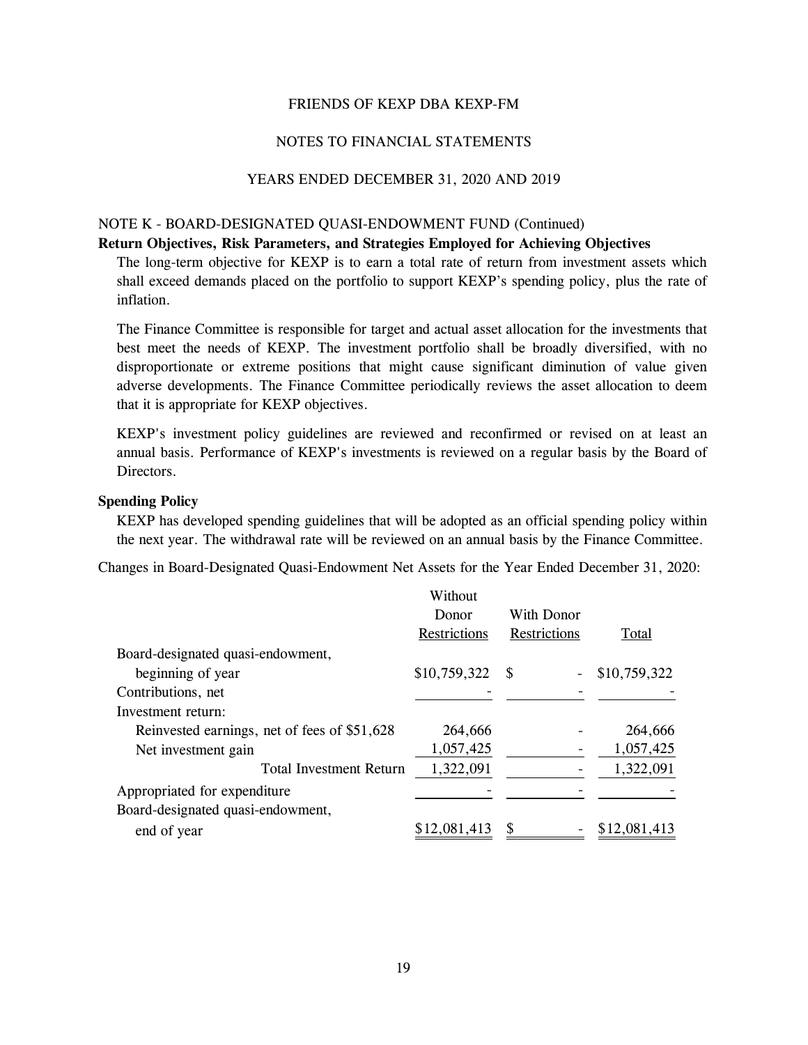FRIENDS OF KEXP DBA KEXP-FM

NOTES TO FINANCIAL STATEMENTS

YEARS ENDED DECEMBER 31, 2020 AND 2019

NOTE K - BOARD-DESIGNATED QUASI-ENDOWMENT FUND (Continued)

**Return Objectives, Risk Parameters, and Strategies Employed for Achieving Objectives**

The long-term objective for KEXP is to earn a total rate of return from investment assets which shall exceed demands placed on the portfolio to support KEXP's spending policy, plus the rate of inflation.

The Finance Committee is responsible for target and actual asset allocation for the investments that best meet the needs of KEXP. The investment portfolio shall be broadly diversified, with no disproportionate or extreme positions that might cause significant diminution of value given adverse developments. The Finance Committee periodically reviews the asset allocation to deem that it is appropriate for KEXP objectives.

KEXP's investment policy guidelines are reviewed and reconfirmed or revised on at least an annual basis. Performance of KEXP's investments is reviewed on a regular basis by the Board of Directors.

**Spending Policy**

KEXP has developed spending guidelines that will be adopted as an official spending policy within the next year. The withdrawal rate will be reviewed on an annual basis by the Finance Committee.

Changes in Board-Designated Quasi-Endowment Net Assets for the Year Ended December 31, 2020:

| | Without Donor Restrictions | With Donor Restrictions | Total |
|---|---|---|---|
| Board-designated quasi-endowment, beginning of year | $10,759,322 | $ - | $10,759,322 |
| Contributions, net | - | - | - |
| Investment return: | | | |
| Reinvested earnings, net of fees of $51,628 | 264,666 | - | 264,666 |
| Net investment gain | 1,057,425 | - | 1,057,425 |
| Total Investment Return | 1,322,091 | - | 1,322,091 |
| Appropriated for expenditure | - | - | - |
| Board-designated quasi-endowment, end of year | $12,081,413 | $ - | $12,081,413 |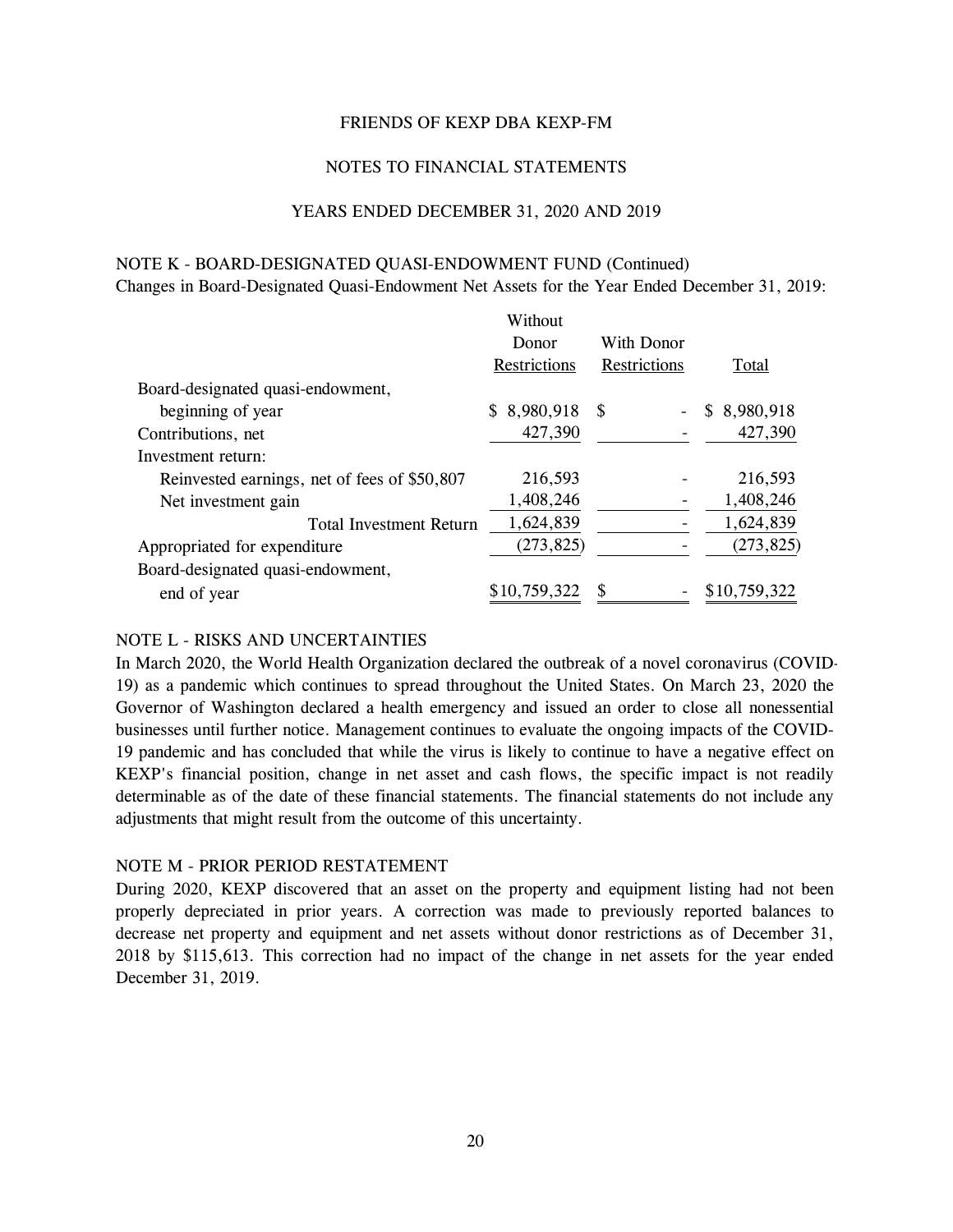FRIENDS OF KEXP DBA KEXP-FM

NOTES TO FINANCIAL STATEMENTS

YEARS ENDED DECEMBER 31, 2020 AND 2019

NOTE K - BOARD-DESIGNATED QUASI-ENDOWMENT FUND (Continued)

Changes in Board-Designated Quasi-Endowment Net Assets for the Year Ended December 31, 2019:

| | Without Donor Restrictions | With Donor Restrictions | Total |
|---|---|---|---|
| Board-designated quasi-endowment, beginning of year | $ 8,980,918 | $ - | $ 8,980,918 |
| Contributions, net | 427,390 | - | 427,390 |
| Investment return: | | | |
| Reinvested earnings, net of fees of $50,807 | 216,593 | - | 216,593 |
| Net investment gain | 1,408,246 | - | 1,408,246 |
| Total Investment Return | 1,624,839 | - | 1,624,839 |
| Appropriated for expenditure | (273,825) | - | (273,825) |
| Board-designated quasi-endowment, end of year | $10,759,322 | $ - | $10,759,322 |

NOTE L - RISKS AND UNCERTAINTIES

In March 2020, the World Health Organization declared the outbreak of a novel coronavirus (COVID-19) as a pandemic which continues to spread throughout the United States. On March 23, 2020 the Governor of Washington declared a health emergency and issued an order to close all nonessential businesses until further notice. Management continues to evaluate the ongoing impacts of the COVID-19 pandemic and has concluded that while the virus is likely to continue to have a negative effect on KEXP's financial position, change in net asset and cash flows, the specific impact is not readily determinable as of the date of these financial statements. The financial statements do not include any adjustments that might result from the outcome of this uncertainty.

NOTE M - PRIOR PERIOD RESTATEMENT

During 2020, KEXP discovered that an asset on the property and equipment listing had not been properly depreciated in prior years. A correction was made to previously reported balances to decrease net property and equipment and net assets without donor restrictions as of December 31, 2018 by $115,613. This correction had no impact of the change in net assets for the year ended December 31, 2019.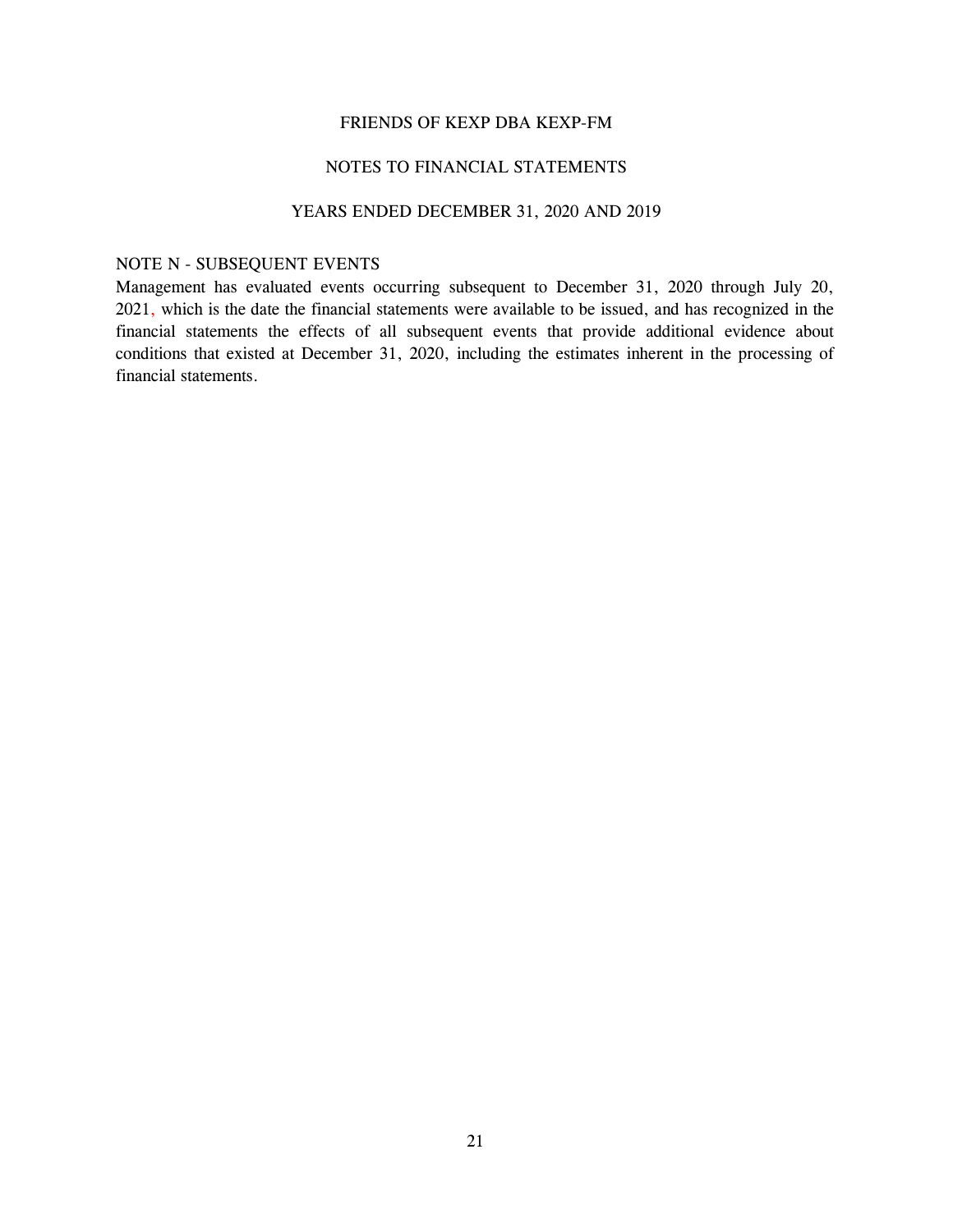## NOTE N - SUBSEQUENT EVENTS

Management has evaluated events occurring subsequent to December 31, 2020 through July 20, 2021, which is the date the financial statements were available to be issued, and has recognized in the financial statements the effects of all subsequent events that provide additional evidence about conditions that existed at December 31, 2020, including the estimates inherent in the processing of financial statements.